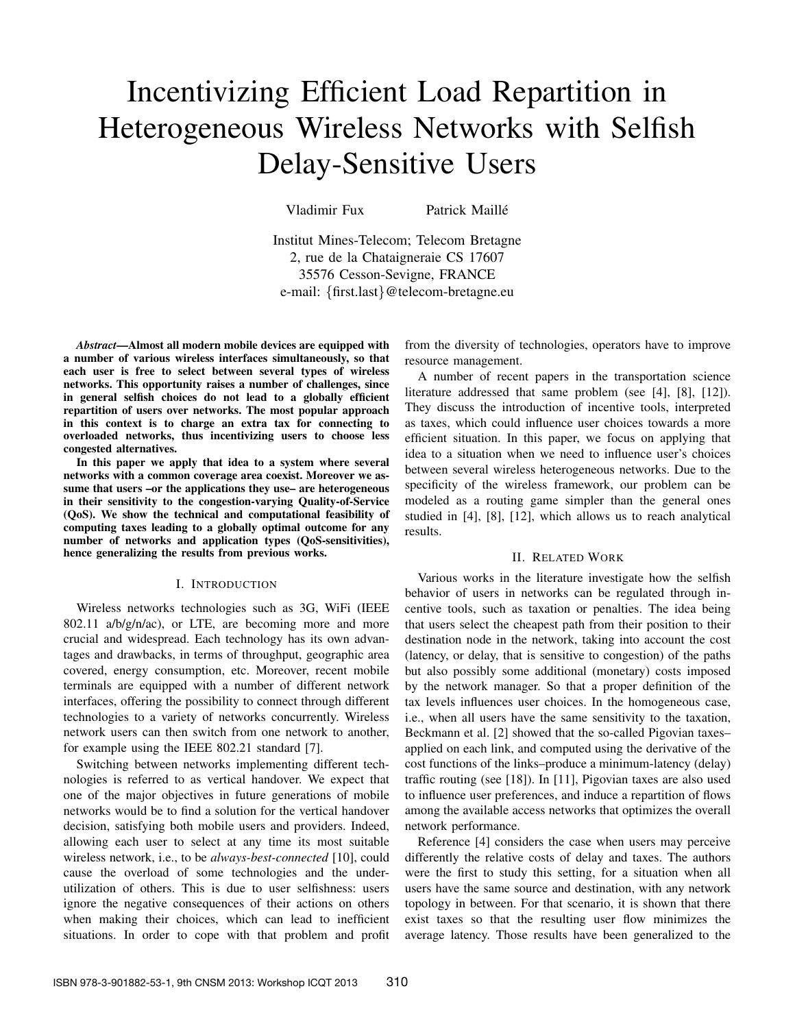# Incentivizing Efficient Load Repartition in Heterogeneous Wireless Networks with Selfish Delay-Sensitive Users

Vladimir Fux    Patrick Maillé

Institut Mines-Telecom; Telecom Bretagne
2, rue de la Chataigneraie CS 17607
35576 Cesson-Sevigne, FRANCE
e-mail: {first.last}@telecom-bretagne.eu

***Abstract*—Almost all modern mobile devices are equipped with a number of various wireless interfaces simultaneously, so that each user is free to select between several types of wireless networks. This opportunity raises a number of challenges, since in general selfish choices do not lead to a globally efficient repartition of users over networks. The most popular approach in this context is to charge an extra tax for connecting to overloaded networks, thus incentivizing users to choose less congested alternatives.**

**In this paper we apply that idea to a system where several networks with a common coverage area coexist. Moreover we assume that users –or the applications they use– are heterogeneous in their sensitivity to the congestion-varying Quality-of-Service (QoS). We show the technical and computational feasibility of computing taxes leading to a globally optimal outcome for any number of networks and application types (QoS-sensitivities), hence generalizing the results from previous works.**

## I. Introduction

Wireless networks technologies such as 3G, WiFi (IEEE 802.11 a/b/g/n/ac), or LTE, are becoming more and more crucial and widespread. Each technology has its own advantages and drawbacks, in terms of throughput, geographic area covered, energy consumption, etc. Moreover, recent mobile terminals are equipped with a number of different network interfaces, offering the possibility to connect through different technologies to a variety of networks concurrently. Wireless network users can then switch from one network to another, for example using the IEEE 802.21 standard [7].

Switching between networks implementing different technologies is referred to as vertical handover. We expect that one of the major objectives in future generations of mobile networks would be to find a solution for the vertical handover decision, satisfying both mobile users and providers. Indeed, allowing each user to select at any time its most suitable wireless network, i.e., to be *always-best-connected* [10], could cause the overload of some technologies and the under-utilization of others. This is due to user selfishness: users ignore the negative consequences of their actions on others when making their choices, which can lead to inefficient situations. In order to cope with that problem and profit from the diversity of technologies, operators have to improve resource management.

A number of recent papers in the transportation science literature addressed that same problem (see [4], [8], [12]). They discuss the introduction of incentive tools, interpreted as taxes, which could influence user choices towards a more efficient situation. In this paper, we focus on applying that idea to a situation when we need to influence user's choices between several wireless heterogeneous networks. Due to the specificity of the wireless framework, our problem can be modeled as a routing game simpler than the general ones studied in [4], [8], [12], which allows us to reach analytical results.

## II. Related Work

Various works in the literature investigate how the selfish behavior of users in networks can be regulated through incentive tools, such as taxation or penalties. The idea being that users select the cheapest path from their position to their destination node in the network, taking into account the cost (latency, or delay, that is sensitive to congestion) of the paths but also possibly some additional (monetary) costs imposed by the network manager. So that a proper definition of the tax levels influences user choices. In the homogeneous case, i.e., when all users have the same sensitivity to the taxation, Beckmann et al. [2] showed that the so-called Pigovian taxes–applied on each link, and computed using the derivative of the cost functions of the links–produce a minimum-latency (delay) traffic routing (see [18]). In [11], Pigovian taxes are also used to influence user preferences, and induce a repartition of flows among the available access networks that optimizes the overall network performance.

Reference [4] considers the case when users may perceive differently the relative costs of delay and taxes. The authors were the first to study this setting, for a situation when all users have the same source and destination, with any network topology in between. For that scenario, it is shown that there exist taxes so that the resulting user flow minimizes the average latency. Those results have been generalized to the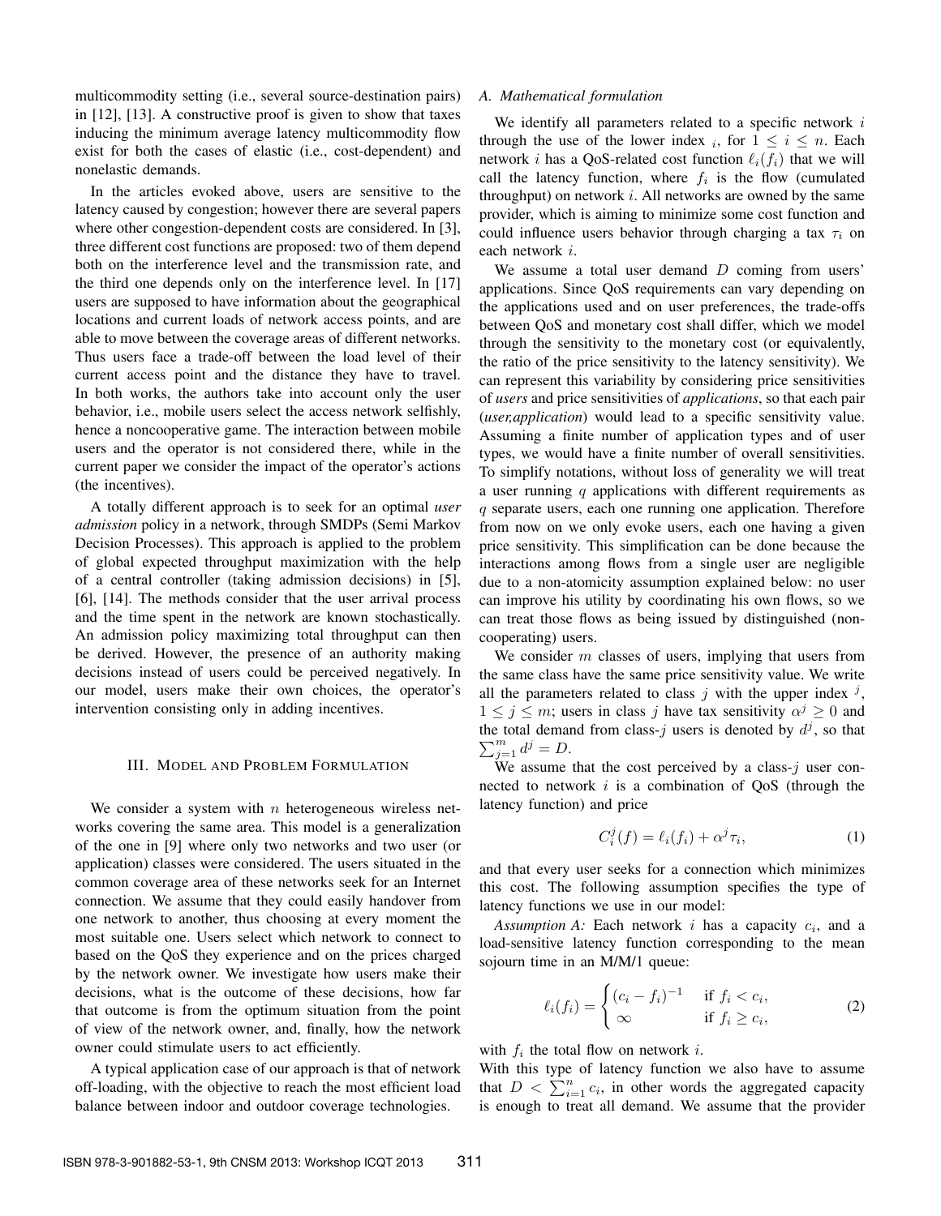multicommodity setting (i.e., several source-destination pairs) in [12], [13]. A constructive proof is given to show that taxes inducing the minimum average latency multicommodity flow exist for both the cases of elastic (i.e., cost-dependent) and nonelastic demands.

In the articles evoked above, users are sensitive to the latency caused by congestion; however there are several papers where other congestion-dependent costs are considered. In [3], three different cost functions are proposed: two of them depend both on the interference level and the transmission rate, and the third one depends only on the interference level. In [17] users are supposed to have information about the geographical locations and current loads of network access points, and are able to move between the coverage areas of different networks. Thus users face a trade-off between the load level of their current access point and the distance they have to travel. In both works, the authors take into account only the user behavior, i.e., mobile users select the access network selfishly, hence a noncooperative game. The interaction between mobile users and the operator is not considered there, while in the current paper we consider the impact of the operator's actions (the incentives).

A totally different approach is to seek for an optimal *user admission* policy in a network, through SMDPs (Semi Markov Decision Processes). This approach is applied to the problem of global expected throughput maximization with the help of a central controller (taking admission decisions) in [5], [6], [14]. The methods consider that the user arrival process and the time spent in the network are known stochastically. An admission policy maximizing total throughput can then be derived. However, the presence of an authority making decisions instead of users could be perceived negatively. In our model, users make their own choices, the operator's intervention consisting only in adding incentives.

## III. Model and Problem Formulation

We consider a system with $n$ heterogeneous wireless networks covering the same area. This model is a generalization of the one in [9] where only two networks and two user (or application) classes were considered. The users situated in the common coverage area of these networks seek for an Internet connection. We assume that they could easily handover from one network to another, thus choosing at every moment the most suitable one. Users select which network to connect to based on the QoS they experience and on the prices charged by the network owner. We investigate how users make their decisions, what is the outcome of these decisions, how far that outcome is from the optimum situation from the point of view of the network owner, and, finally, how the network owner could stimulate users to act efficiently.

A typical application case of our approach is that of network off-loading, with the objective to reach the most efficient load balance between indoor and outdoor coverage technologies.

### A. Mathematical formulation

We identify all parameters related to a specific network $i$ through the use of the lower index $_i$, for $1 \leq i \leq n$. Each network $i$ has a QoS-related cost function $\ell_i(f_i)$ that we will call the latency function, where $f_i$ is the flow (cumulated throughput) on network $i$. All networks are owned by the same provider, which is aiming to minimize some cost function and could influence users behavior through charging a tax $\tau_i$ on each network $i$.

We assume a total user demand $D$ coming from users' applications. Since QoS requirements can vary depending on the applications used and on user preferences, the trade-offs between QoS and monetary cost shall differ, which we model through the sensitivity to the monetary cost (or equivalently, the ratio of the price sensitivity to the latency sensitivity). We can represent this variability by considering price sensitivities of *users* and price sensitivities of *applications*, so that each pair (*user,application*) would lead to a specific sensitivity value. Assuming a finite number of application types and of user types, we would have a finite number of overall sensitivities. To simplify notations, without loss of generality we will treat a user running $q$ applications with different requirements as $q$ separate users, each one running one application. Therefore from now on we only evoke users, each one having a given price sensitivity. This simplification can be done because the interactions among flows from a single user are negligible due to a non-atomicity assumption explained below: no user can improve his utility by coordinating his own flows, so we can treat those flows as being issued by distinguished (non-cooperating) users.

We consider $m$ classes of users, implying that users from the same class have the same price sensitivity value. We write all the parameters related to class $j$ with the upper index $^j$, $1 \leq j \leq m$; users in class $j$ have tax sensitivity $\alpha^j \geq 0$ and the total demand from class-$j$ users is denoted by $d^j$, so that $\sum_{j=1}^{m} d^j = D$.

We assume that the cost perceived by a class-$j$ user connected to network $i$ is a combination of QoS (through the latency function) and price

$$C_i^j(f) = \ell_i(f_i) + \alpha^j \tau_i, \tag{1}$$

and that every user seeks for a connection which minimizes this cost. The following assumption specifies the type of latency functions we use in our model:

*Assumption A:* Each network $i$ has a capacity $c_i$, and a load-sensitive latency function corresponding to the mean sojourn time in an M/M/1 queue:

$$\ell_i(f_i) = \begin{cases} (c_i - f_i)^{-1} & \text{if } f_i < c_i, \\ \infty & \text{if } f_i \geq c_i, \end{cases} \tag{2}$$

with $f_i$ the total flow on network $i$.

With this type of latency function we also have to assume that $D < \sum_{i=1}^{n} c_i$, in other words the aggregated capacity is enough to treat all demand. We assume that the provider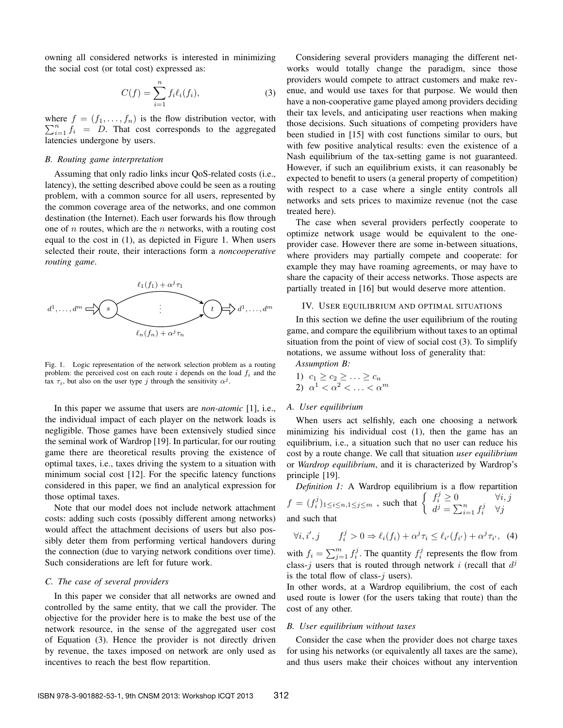owning all considered networks is interested in minimizing the social cost (or total cost) expressed as:

$$C(f) = \sum_{i=1}^{n} f_i \ell_i(f_i), \quad (3)$$

where $f = (f_1, \ldots, f_n)$ is the flow distribution vector, with $\sum_{i=1}^{n} f_i = D$. That cost corresponds to the aggregated latencies undergone by users.

### B. Routing game interpretation

Assuming that only radio links incur QoS-related costs (i.e., latency), the setting described above could be seen as a routing problem, with a common source for all users, represented by the common coverage area of the networks, and one common destination (the Internet). Each user forwards his flow through one of $n$ routes, which are the $n$ networks, with a routing cost equal to the cost in (1), as depicted in Figure 1. When users selected their route, their interactions form a *noncooperative routing game*.

$\ell_1(f_1) + \alpha^j \tau_1$

$d^1, \ldots, d^m$ s ⋮ t $d^1, \ldots, d^m$

$\ell_n(f_n) + \alpha^j \tau_n$

Fig. 1. Logic representation of the network selection problem as a routing problem: the perceived cost on each route $i$ depends on the load $f_i$ and the tax $\tau_i$, but also on the user type $j$ through the sensitivity $\alpha^j$.

In this paper we assume that users are *non-atomic* [1], i.e., the individual impact of each player on the network loads is negligible. Those games have been extensively studied since the seminal work of Wardrop [19]. In particular, for our routing game there are theoretical results proving the existence of optimal taxes, i.e., taxes driving the system to a situation with minimum social cost [12]. For the specific latency functions considered in this paper, we find an analytical expression for those optimal taxes.

Note that our model does not include network attachment costs: adding such costs (possibly different among networks) would affect the attachment decisions of users but also possibly deter them from performing vertical handovers during the connection (due to varying network conditions over time). Such considerations are left for future work.

### C. The case of several providers

In this paper we consider that all networks are owned and controlled by the same entity, that we call the provider. The objective for the provider here is to make the best use of the network resource, in the sense of the aggregated user cost of Equation (3). Hence the provider is not directly driven by revenue, the taxes imposed on network are only used as incentives to reach the best flow repartition.

Considering several providers managing the different networks would totally change the paradigm, since those providers would compete to attract customers and make revenue, and would use taxes for that purpose. We would then have a non-cooperative game played among providers deciding their tax levels, and anticipating user reactions when making those decisions. Such situations of competing providers have been studied in [15] with cost functions similar to ours, but with few positive analytical results: even the existence of a Nash equilibrium of the tax-setting game is not guaranteed. However, if such an equilibrium exists, it can reasonably be expected to benefit to users (a general property of competition) with respect to a case where a single entity controls all networks and sets prices to maximize revenue (not the case treated here).

The case when several providers perfectly cooperate to optimize network usage would be equivalent to the one-provider case. However there are some in-between situations, where providers may partially compete and cooperate: for example they may have roaming agreements, or may have to share the capacity of their access networks. Those aspects are partially treated in [16] but would deserve more attention.

## IV. User equilibrium and optimal situations

In this section we define the user equilibrium of the routing game, and compare the equilibrium without taxes to an optimal situation from the point of view of social cost (3). To simplify notations, we assume without loss of generality that:

*Assumption B:*

1) $c_1 \geq c_2 \geq \ldots \geq c_n$
2) $\alpha^1 < \alpha^2 < \ldots < \alpha^m$

### A. User equilibrium

When users act selfishly, each one choosing a network minimizing his individual cost (1), then the game has an equilibrium, i.e., a situation such that no user can reduce his cost by a route change. We call that situation *user equilibrium* or *Wardrop equilibrium*, and it is characterized by Wardrop's principle [19].

*Definition 1:* A Wardrop equilibrium is a flow repartition $f = (f_i^j)_{1 \leq i \leq n, 1 \leq j \leq m}$, such that $\begin{cases} f_i^j \geq 0 & \forall i, j \\ d^j = \sum_{i=1}^{n} f_i^j & \forall j \end{cases}$ and such that

$$\forall i, i', j \qquad f_i^j > 0 \Rightarrow \ell_i(f_i) + \alpha^j \tau_i \leq \ell_{i'}(f_{i'}) + \alpha^j \tau_{i'}, \quad (4)$$

with $f_i = \sum_{j=1}^{m} f_i^j$. The quantity $f_i^j$ represents the flow from class-$j$ users that is routed through network $i$ (recall that $d^j$ is the total flow of class-$j$ users).

In other words, at a Wardrop equilibrium, the cost of each used route is lower (for the users taking that route) than the cost of any other.

### B. User equilibrium without taxes

Consider the case when the provider does not charge taxes for using his networks (or equivalently all taxes are the same), and thus users make their choices without any intervention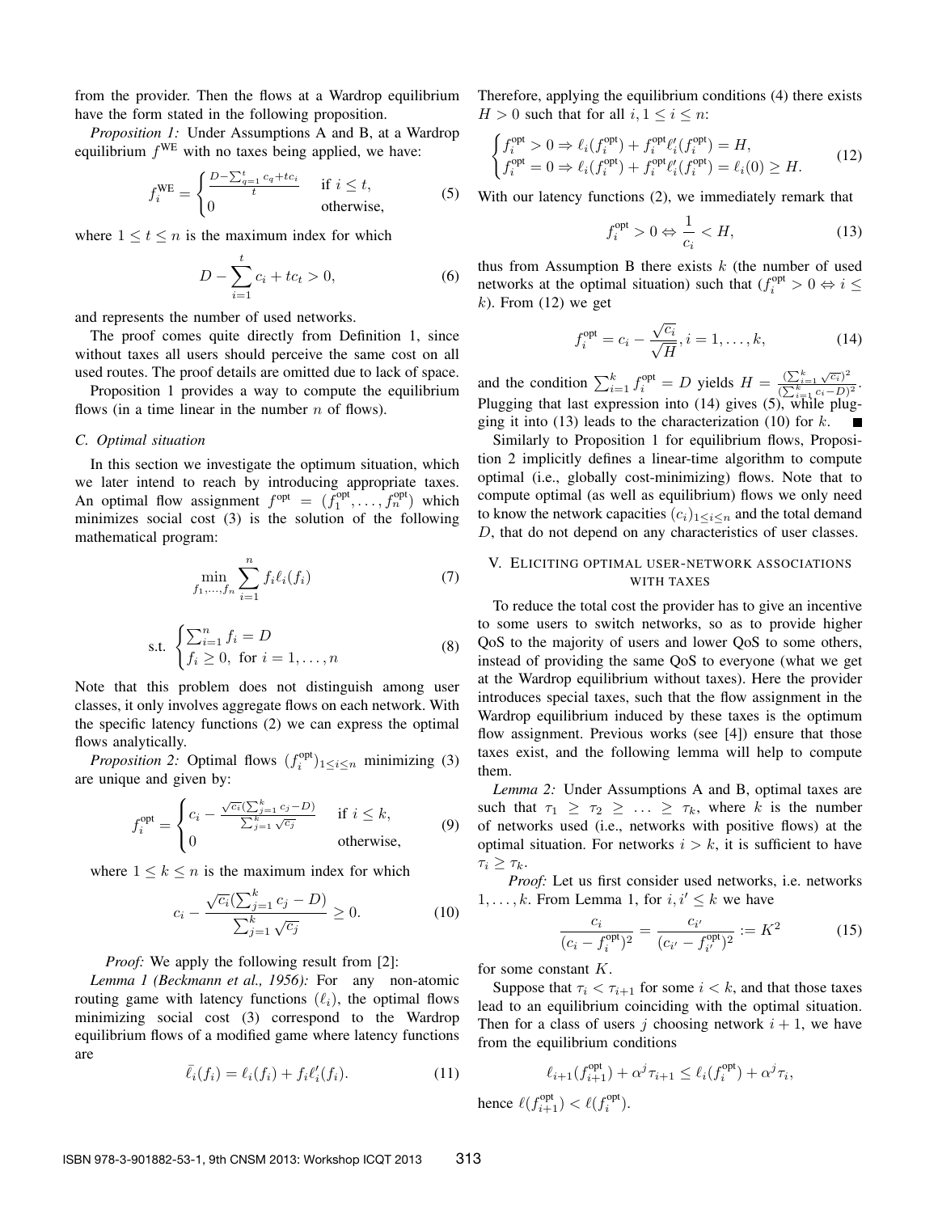from the provider. Then the flows at a Wardrop equilibrium have the form stated in the following proposition.

*Proposition 1:* Under Assumptions A and B, at a Wardrop equilibrium $f^{\text{WE}}$ with no taxes being applied, we have:

$$f_i^{\text{WE}} = \begin{cases} \frac{D - \sum_{q=1}^{t} c_q + tc_i}{t} & \text{if } i \leq t, \\ 0 & \text{otherwise,} \end{cases} \tag{5}$$

where $1 \leq t \leq n$ is the maximum index for which

$$D - \sum_{i=1}^{t} c_i + tc_t > 0, \tag{6}$$

and represents the number of used networks.

The proof comes quite directly from Definition 1, since without taxes all users should perceive the same cost on all used routes. The proof details are omitted due to lack of space.

Proposition 1 provides a way to compute the equilibrium flows (in a time linear in the number $n$ of flows).

### C. Optimal situation

In this section we investigate the optimum situation, which we later intend to reach by introducing appropriate taxes. An optimal flow assignment $f^{\text{opt}} = (f_1^{\text{opt}}, \ldots, f_n^{\text{opt}})$ which minimizes social cost (3) is the solution of the following mathematical program:

$$\min_{f_1,\ldots,f_n} \sum_{i=1}^{n} f_i \ell_i(f_i) \tag{7}$$

$$\text{s.t. } \begin{cases} \sum_{i=1}^{n} f_i = D \\ f_i \geq 0, \text{ for } i = 1, \ldots, n \end{cases} \tag{8}$$

Note that this problem does not distinguish among user classes, it only involves aggregate flows on each network. With the specific latency functions (2) we can express the optimal flows analytically.

*Proposition 2:* Optimal flows $(f_i^{\text{opt}})_{1 \leq i \leq n}$ minimizing (3) are unique and given by:

$$f_i^{\text{opt}} = \begin{cases} c_i - \frac{\sqrt{c_i}(\sum_{j=1}^{k} c_j - D)}{\sum_{j=1}^{k} \sqrt{c_j}} & \text{if } i \leq k, \\ 0 & \text{otherwise,} \end{cases} \tag{9}$$

where $1 \leq k \leq n$ is the maximum index for which

$$c_i - \frac{\sqrt{c_i}(\sum_{j=1}^{k} c_j - D)}{\sum_{j=1}^{k} \sqrt{c_j}} \geq 0. \tag{10}$$

*Proof:* We apply the following result from [2]:

*Lemma 1 (Beckmann et al., 1956):* For any non-atomic routing game with latency functions $(\ell_i)$, the optimal flows minimizing social cost (3) correspond to the Wardrop equilibrium flows of a modified game where latency functions are

$$\bar{\ell}_i(f_i) = \ell_i(f_i) + f_i \ell_i'(f_i). \tag{11}$$

Therefore, applying the equilibrium conditions (4) there exists $H > 0$ such that for all $i, 1 \leq i \leq n$:

$$\begin{cases} f_i^{\text{opt}} > 0 \Rightarrow \ell_i(f_i^{\text{opt}}) + f_i^{\text{opt}} \ell_i'(f_i^{\text{opt}}) = H, \\ f_i^{\text{opt}} = 0 \Rightarrow \ell_i(f_i^{\text{opt}}) + f_i^{\text{opt}} \ell_i'(f_i^{\text{opt}}) = \ell_i(0) \geq H. \end{cases} \tag{12}$$

With our latency functions (2), we immediately remark that

$$f_i^{\text{opt}} > 0 \Leftrightarrow \frac{1}{c_i} < H, \tag{13}$$

thus from Assumption B there exists $k$ (the number of used networks at the optimal situation) such that ($f_i^{\text{opt}} > 0 \Leftrightarrow i \leq k$). From (12) we get

$$f_i^{\text{opt}} = c_i - \frac{\sqrt{c_i}}{\sqrt{H}}, i = 1, \ldots, k, \tag{14}$$

and the condition $\sum_{i=1}^{k} f_i^{\text{opt}} = D$ yields $H = \frac{(\sum_{i=1}^{k} \sqrt{c_i})^2}{(\sum_{i=1}^{k} c_i - D)^2}$. Plugging that last expression into (14) gives (5), while plugging it into (13) leads to the characterization (10) for $k$. ∎

Similarly to Proposition 1 for equilibrium flows, Proposition 2 implicitly defines a linear-time algorithm to compute optimal (i.e., globally cost-minimizing) flows. Note that to compute optimal (as well as equilibrium) flows we only need to know the network capacities $(c_i)_{1 \leq i \leq n}$ and the total demand $D$, that do not depend on any characteristics of user classes.

## V. Eliciting optimal user-network associations with taxes

To reduce the total cost the provider has to give an incentive to some users to switch networks, so as to provide higher QoS to the majority of users and lower QoS to some others, instead of providing the same QoS to everyone (what we get at the Wardrop equilibrium without taxes). Here the provider introduces special taxes, such that the flow assignment in the Wardrop equilibrium induced by these taxes is the optimum flow assignment. Previous works (see [4]) ensure that those taxes exist, and the following lemma will help to compute them.

*Lemma 2:* Under Assumptions A and B, optimal taxes are such that $\tau_1 \geq \tau_2 \geq \ldots \geq \tau_k$, where $k$ is the number of networks used (i.e., networks with positive flows) at the optimal situation. For networks $i > k$, it is sufficient to have $\tau_i \geq \tau_k$.

*Proof:* Let us first consider used networks, i.e. networks $1, \ldots, k$. From Lemma 1, for $i, i' \leq k$ we have

$$\frac{c_i}{(c_i - f_i^{\text{opt}})^2} = \frac{c_{i'}}{(c_{i'} - f_{i'}^{\text{opt}})^2} := K^2 \tag{15}$$

for some constant $K$.

Suppose that $\tau_i < \tau_{i+1}$ for some $i < k$, and that those taxes lead to an equilibrium coinciding with the optimal situation. Then for a class of users $j$ choosing network $i+1$, we have from the equilibrium conditions

$$\ell_{i+1}(f_{i+1}^{\text{opt}}) + \alpha^j \tau_{i+1} \leq \ell_i(f_i^{\text{opt}}) + \alpha^j \tau_i,$$

hence $\ell(f_{i+1}^{\text{opt}}) < \ell(f_i^{\text{opt}})$.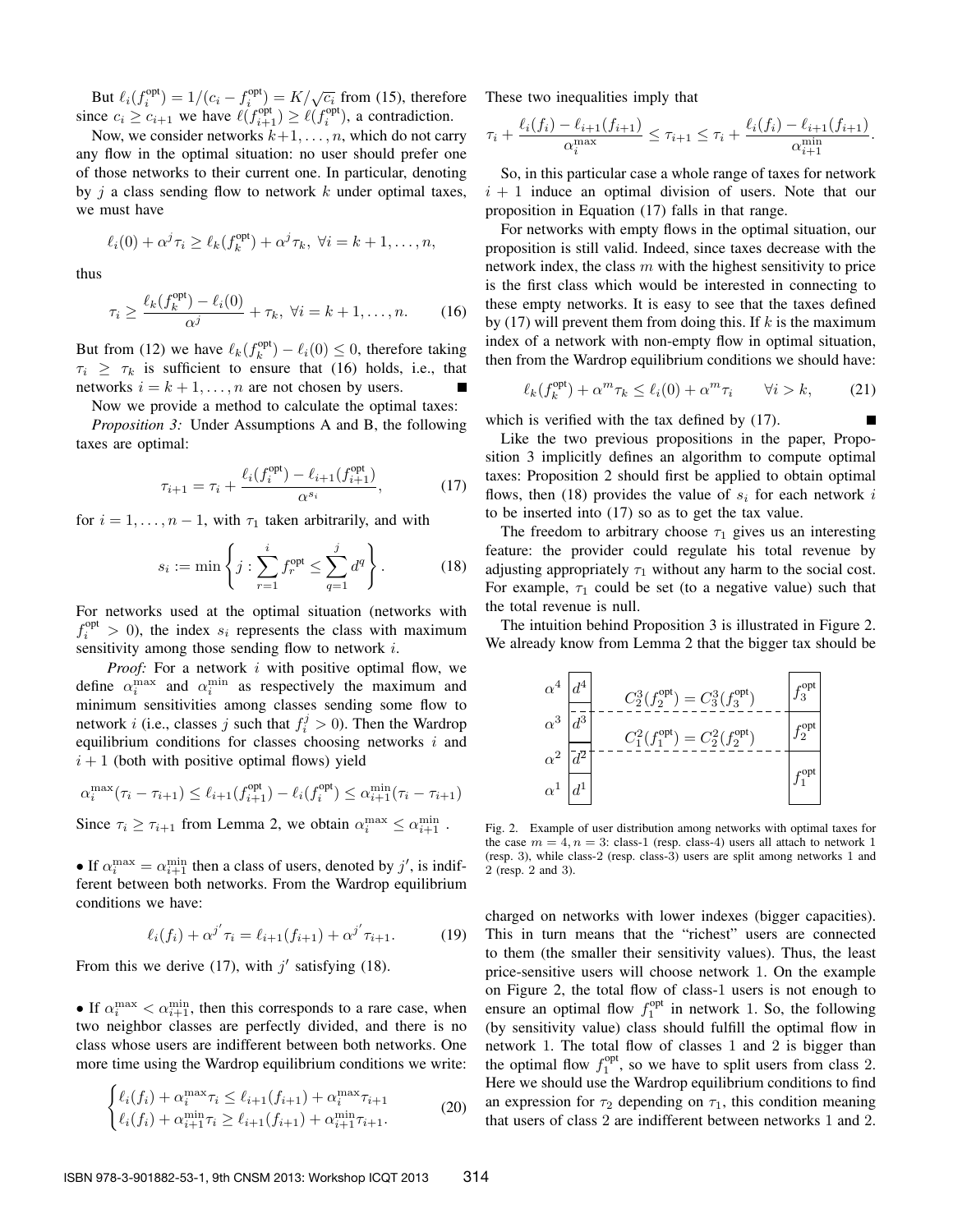But $\ell_i(f_i^{\text{opt}}) = 1/(c_i - f_i^{\text{opt}}) = K/\sqrt{c_i}$ from (15), therefore since $c_i \geq c_{i+1}$ we have $\ell(f_{i+1}^{\text{opt}}) \geq \ell(f_i^{\text{opt}})$, a contradiction.

Now, we consider networks $k+1, \ldots, n$, which do not carry any flow in the optimal situation: no user should prefer one of those networks to their current one. In particular, denoting by $j$ a class sending flow to network $k$ under optimal taxes, we must have

$$\ell_i(0) + \alpha^j \tau_i \geq \ell_k(f_k^{\text{opt}}) + \alpha^j \tau_k, \ \forall i = k+1, \ldots, n,$$

thus

$$\tau_i \geq \frac{\ell_k(f_k^{\text{opt}}) - \ell_i(0)}{\alpha^j} + \tau_k, \ \forall i = k+1, \ldots, n. \tag{16}$$

But from (12) we have $\ell_k(f_k^{\text{opt}}) - \ell_i(0) \leq 0$, therefore taking $\tau_i \geq \tau_k$ is sufficient to ensure that (16) holds, i.e., that networks $i = k+1, \ldots, n$ are not chosen by users. ∎

Now we provide a method to calculate the optimal taxes:

*Proposition 3:* Under Assumptions A and B, the following taxes are optimal:

$$\tau_{i+1} = \tau_i + \frac{\ell_i(f_i^{\text{opt}}) - \ell_{i+1}(f_{i+1}^{\text{opt}})}{\alpha^{s_i}}, \tag{17}$$

for $i = 1, \ldots, n-1$, with $\tau_1$ taken arbitrarily, and with

$$s_i := \min \left\{ j : \sum_{r=1}^{i} f_r^{\text{opt}} \leq \sum_{q=1}^{j} d^q \right\}. \tag{18}$$

For networks used at the optimal situation (networks with $f_i^{\text{opt}} > 0$), the index $s_i$ represents the class with maximum sensitivity among those sending flow to network $i$.

*Proof:* For a network $i$ with positive optimal flow, we define $\alpha_i^{\max}$ and $\alpha_i^{\min}$ as respectively the maximum and minimum sensitivities among classes sending some flow to network $i$ (i.e., classes $j$ such that $f_i^j > 0$). Then the Wardrop equilibrium conditions for classes choosing networks $i$ and $i+1$ (both with positive optimal flows) yield

$$\alpha_i^{\max}(\tau_i - \tau_{i+1}) \leq \ell_{i+1}(f_{i+1}^{\text{opt}}) - \ell_i(f_i^{\text{opt}}) \leq \alpha_{i+1}^{\min}(\tau_i - \tau_{i+1})$$

Since $\tau_i \geq \tau_{i+1}$ from Lemma 2, we obtain $\alpha_i^{\max} \leq \alpha_{i+1}^{\min}$.

• If $\alpha_i^{\max} = \alpha_{i+1}^{\min}$ then a class of users, denoted by $j'$, is indifferent between both networks. From the Wardrop equilibrium conditions we have:

$$\ell_i(f_i) + \alpha^{j'} \tau_i = \ell_{i+1}(f_{i+1}) + \alpha^{j'} \tau_{i+1}. \tag{19}$$

From this we derive (17), with $j'$ satisfying (18).

• If $\alpha_i^{\max} < \alpha_{i+1}^{\min}$, then this corresponds to a rare case, when two neighbor classes are perfectly divided, and there is no class whose users are indifferent between both networks. One more time using the Wardrop equilibrium conditions we write:

$$\begin{cases} \ell_i(f_i) + \alpha_i^{\max} \tau_i \leq \ell_{i+1}(f_{i+1}) + \alpha_i^{\max} \tau_{i+1} \\ \ell_i(f_i) + \alpha_{i+1}^{\min} \tau_i \geq \ell_{i+1}(f_{i+1}) + \alpha_{i+1}^{\min} \tau_{i+1}. \end{cases} \tag{20}$$

These two inequalities imply that

$$\tau_i + \frac{\ell_i(f_i) - \ell_{i+1}(f_{i+1})}{\alpha_i^{\max}} \leq \tau_{i+1} \leq \tau_i + \frac{\ell_i(f_i) - \ell_{i+1}(f_{i+1})}{\alpha_{i+1}^{\min}}.$$

So, in this particular case a whole range of taxes for network $i+1$ induce an optimal division of users. Note that our proposition in Equation (17) falls in that range.

For networks with empty flows in the optimal situation, our proposition is still valid. Indeed, since taxes decrease with the network index, the class $m$ with the highest sensitivity to price is the first class which would be interested in connecting to these empty networks. It is easy to see that the taxes defined by (17) will prevent them from doing this. If $k$ is the maximum index of a network with non-empty flow in optimal situation, then from the Wardrop equilibrium conditions we should have:

$$\ell_k(f_k^{\text{opt}}) + \alpha^m \tau_k \leq \ell_i(0) + \alpha^m \tau_i \qquad \forall i > k, \tag{21}$$

which is verified with the tax defined by (17). ∎

Like the two previous propositions in the paper, Proposition 3 implicitly defines an algorithm to compute optimal taxes: Proposition 2 should first be applied to obtain optimal flows, then (18) provides the value of $s_i$ for each network $i$ to be inserted into (17) so as to get the tax value.

The freedom to arbitrary choose $\tau_1$ gives us an interesting feature: the provider could regulate his total revenue by adjusting appropriately $\tau_1$ without any harm to the social cost. For example, $\tau_1$ could be set (to a negative value) such that the total revenue is null.

The intuition behind Proposition 3 is illustrated in Figure 2. We already know from Lemma 2 that the bigger tax should be

Fig. 2. Example of user distribution among networks with optimal taxes for the case $m = 4, n = 3$: class-1 (resp. class-4) users all attach to network 1 (resp. 3), while class-2 (resp. class-3) users are split among networks 1 and 2 (resp. 2 and 3).

charged on networks with lower indexes (bigger capacities). This in turn means that the "richest" users are connected to them (the smaller their sensitivity values). Thus, the least price-sensitive users will choose network 1. On the example on Figure 2, the total flow of class-1 users is not enough to ensure an optimal flow $f_1^{\text{opt}}$ in network 1. So, the following (by sensitivity value) class should fulfill the optimal flow in network 1. The total flow of classes 1 and 2 is bigger than the optimal flow $f_1^{\text{opt}}$, so we have to split users from class 2. Here we should use the Wardrop equilibrium conditions to find an expression for $\tau_2$ depending on $\tau_1$, this condition meaning that users of class 2 are indifferent between networks 1 and 2.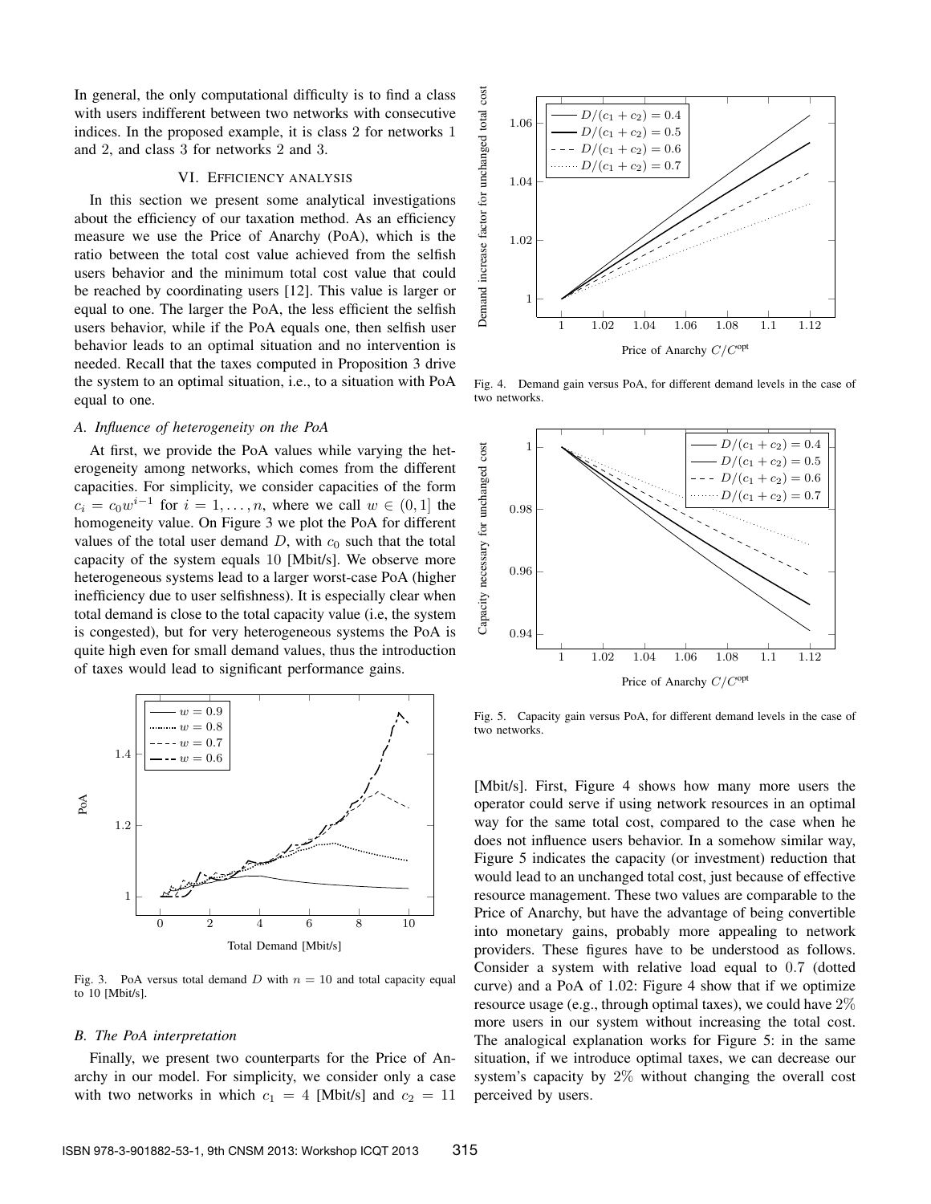In general, the only computational difficulty is to find a class with users indifferent between two networks with consecutive indices. In the proposed example, it is class 2 for networks 1 and 2, and class 3 for networks 2 and 3.

## VI. Efficiency analysis

In this section we present some analytical investigations about the efficiency of our taxation method. As an efficiency measure we use the Price of Anarchy (PoA), which is the ratio between the total cost value achieved from the selfish users behavior and the minimum total cost value that could be reached by coordinating users [12]. This value is larger or equal to one. The larger the PoA, the less efficient the selfish users behavior, while if the PoA equals one, then selfish user behavior leads to an optimal situation and no intervention is needed. Recall that the taxes computed in Proposition 3 drive the system to an optimal situation, i.e., to a situation with PoA equal to one.

### A. Influence of heterogeneity on the PoA

At first, we provide the PoA values while varying the heterogeneity among networks, which comes from the different capacities. For simplicity, we consider capacities of the form $c_i = c_0 w^{i-1}$ for $i = 1, \ldots, n$, where we call $w \in (0, 1]$ the homogeneity value. On Figure 3 we plot the PoA for different values of the total user demand $D$, with $c_0$ such that the total capacity of the system equals 10 [Mbit/s]. We observe more heterogeneous systems lead to a larger worst-case PoA (higher inefficiency due to user selfishness). It is especially clear when total demand is close to the total capacity value (i.e, the system is congested), but for very heterogeneous systems the PoA is quite high even for small demand values, thus the introduction of taxes would lead to significant performance gains.

Fig. 3. PoA versus total demand $D$ with $n = 10$ and total capacity equal to 10 [Mbit/s].

### B. The PoA interpretation

Finally, we present two counterparts for the Price of Anarchy in our model. For simplicity, we consider only a case with two networks in which $c_1 = 4$ [Mbit/s] and $c_2 = 11$ [Mbit/s]. First, Figure 4 shows how many more users the operator could serve if using network resources in an optimal way for the same total cost, compared to the case when he does not influence users behavior. In a somehow similar way, Figure 5 indicates the capacity (or investment) reduction that would lead to an unchanged total cost, just because of effective resource management. These two values are comparable to the Price of Anarchy, but have the advantage of being convertible into monetary gains, probably more appealing to network providers. These figures have to be understood as follows. Consider a system with relative load equal to 0.7 (dotted curve) and a PoA of 1.02: Figure 4 show that if we optimize resource usage (e.g., through optimal taxes), we could have 2% more users in our system without increasing the total cost. The analogical explanation works for Figure 5: in the same situation, if we introduce optimal taxes, we can decrease our system's capacity by 2% without changing the overall cost perceived by users.

Fig. 4. Demand gain versus PoA, for different demand levels in the case of two networks.

Fig. 5. Capacity gain versus PoA, for different demand levels in the case of two networks.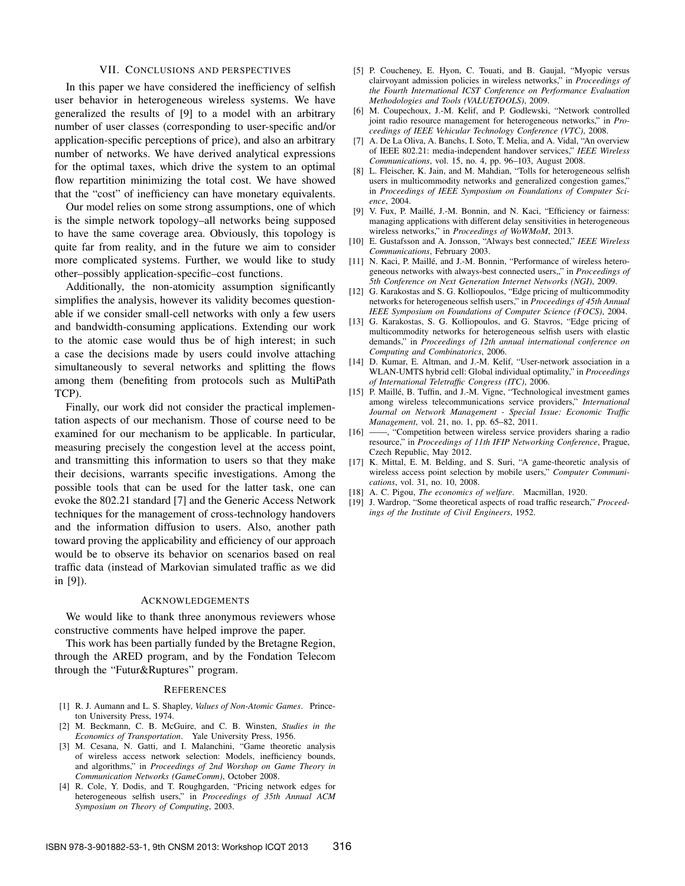## VII. Conclusions and perspectives

In this paper we have considered the inefficiency of selfish user behavior in heterogeneous wireless systems. We have generalized the results of [9] to a model with an arbitrary number of user classes (corresponding to user-specific and/or application-specific perceptions of price), and also an arbitrary number of networks. We have derived analytical expressions for the optimal taxes, which drive the system to an optimal flow repartition minimizing the total cost. We have showed that the "cost" of inefficiency can have monetary equivalents.

Our model relies on some strong assumptions, one of which is the simple network topology–all networks being supposed to have the same coverage area. Obviously, this topology is quite far from reality, and in the future we aim to consider more complicated systems. Further, we would like to study other–possibly application-specific–cost functions.

Additionally, the non-atomicity assumption significantly simplifies the analysis, however its validity becomes questionable if we consider small-cell networks with only a few users and bandwidth-consuming applications. Extending our work to the atomic case would thus be of high interest; in such a case the decisions made by users could involve attaching simultaneously to several networks and splitting the flows among them (benefiting from protocols such as MultiPath TCP).

Finally, our work did not consider the practical implementation aspects of our mechanism. Those of course need to be examined for our mechanism to be applicable. In particular, measuring precisely the congestion level at the access point, and transmitting this information to users so that they make their decisions, warrants specific investigations. Among the possible tools that can be used for the latter task, one can evoke the 802.21 standard [7] and the Generic Access Network techniques for the management of cross-technology handovers and the information diffusion to users. Also, another path toward proving the applicability and efficiency of our approach would be to observe its behavior on scenarios based on real traffic data (instead of Markovian simulated traffic as we did in [9]).

## Acknowledgements

We would like to thank three anonymous reviewers whose constructive comments have helped improve the paper.

This work has been partially funded by the Bretagne Region, through the ARED program, and by the Fondation Telecom through the "Futur&Ruptures" program.

## References

[1] R. J. Aumann and L. S. Shapley, *Values of Non-Atomic Games*. Princeton University Press, 1974.

[2] M. Beckmann, C. B. McGuire, and C. B. Winsten, *Studies in the Economics of Transportation*. Yale University Press, 1956.

[3] M. Cesana, N. Gatti, and I. Malanchini, "Game theoretic analysis of wireless access network selection: Models, inefficiency bounds, and algorithms," in *Proceedings of 2nd Worshop on Game Theory in Communication Networks (GameComm)*, October 2008.

[4] R. Cole, Y. Dodis, and T. Roughgarden, "Pricing network edges for heterogeneous selfish users," in *Proceedings of 35th Annual ACM Symposium on Theory of Computing*, 2003.

[5] P. Coucheney, E. Hyon, C. Touati, and B. Gaujal, "Myopic versus clairvoyant admission policies in wireless networks," in *Proceedings of the Fourth International ICST Conference on Performance Evaluation Methodologies and Tools (VALUETOOLS)*, 2009.

[6] M. Coupechoux, J.-M. Kelif, and P. Godlewski, "Network controlled joint radio resource management for heterogeneous networks," in *Proceedings of IEEE Vehicular Technology Conference (VTC)*, 2008.

[7] A. De La Oliva, A. Banchs, I. Soto, T. Melia, and A. Vidal, "An overview of IEEE 802.21: media-independent handover services," *IEEE Wireless Communications*, vol. 15, no. 4, pp. 96–103, August 2008.

[8] L. Fleischer, K. Jain, and M. Mahdian, "Tolls for heterogeneous selfish users in multicommodity networks and generalized congestion games," in *Proceedings of IEEE Symposium on Foundations of Computer Science*, 2004.

[9] V. Fux, P. Maillé, J.-M. Bonnin, and N. Kaci, "Efficiency or fairness: managing applications with different delay sensitivities in heterogeneous wireless networks," in *Proceedings of WoWMoM*, 2013.

[10] E. Gustafsson and A. Jonsson, "Always best connected," *IEEE Wireless Communications*, February 2003.

[11] N. Kaci, P. Maillé, and J.-M. Bonnin, "Performance of wireless heterogeneous networks with always-best connected users,," in *Proceedings of 5th Conference on Next Generation Internet Networks (NGI)*, 2009.

[12] G. Karakostas and S. G. Kolliopoulos, "Edge pricing of multicommodity networks for heterogeneous selfish users," in *Proceedings of 45th Annual IEEE Symposium on Foundations of Computer Science (FOCS)*, 2004.

[13] G. Karakostas, S. G. Kolliopoulos, and G. Stavros, "Edge pricing of multicommodity networks for heterogeneous selfish users with elastic demands," in *Proceedings of 12th annual international conference on Computing and Combinatorics*, 2006.

[14] D. Kumar, E. Altman, and J.-M. Kelif, "User-network association in a WLAN-UMTS hybrid cell: Global individual optimality," in *Proceedings of International Teletraffic Congress (ITC)*, 2006.

[15] P. Maillé, B. Tuffin, and J.-M. Vigne, "Technological investment games among wireless telecommunications service providers," *International Journal on Network Management - Special Issue: Economic Traffic Management*, vol. 21, no. 1, pp. 65–82, 2011.

[16] ——, "Competition between wireless service providers sharing a radio resource," in *Proceedings of 11th IFIP Networking Conference*, Prague, Czech Republic, May 2012.

[17] K. Mittal, E. M. Belding, and S. Suri, "A game-theoretic analysis of wireless access point selection by mobile users," *Computer Communications*, vol. 31, no. 10, 2008.

[18] A. C. Pigou, *The economics of welfare*. Macmillan, 1920.

[19] J. Wardrop, "Some theoretical aspects of road traffic research," *Proceedings of the Institute of Civil Engineers*, 1952.